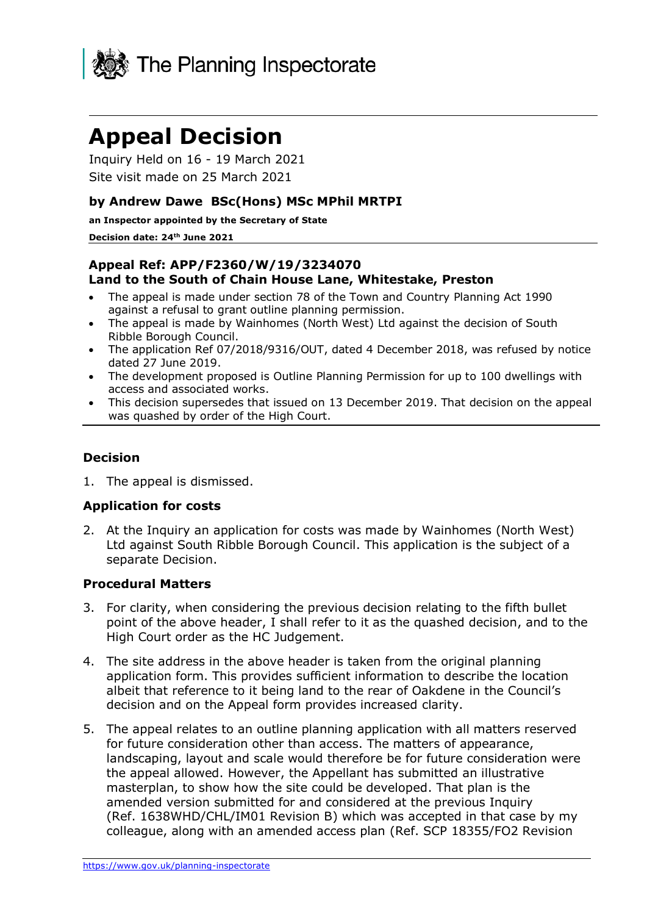The Planning Inspectorate

# Appeal Decision

Inquiry Held on 16 - 19 March 2021

Site visit made on 25 March 2021

### by Andrew Dawe BSc(Hons) MSc MPhil MRTPI

**an Inspector appointed by the Secretary of State**

**Decision date: 24th June 2021**

---

### Appeal Ref: APP/F2360/W/19/3234070
### Land to the South of Chain House Lane, Whitestake, Preston

- The appeal is made under section 78 of the Town and Country Planning Act 1990 against a refusal to grant outline planning permission.
- The appeal is made by Wainhomes (North West) Ltd against the decision of South Ribble Borough Council.
- The application Ref 07/2018/9316/OUT, dated 4 December 2018, was refused by notice dated 27 June 2019.
- The development proposed is Outline Planning Permission for up to 100 dwellings with access and associated works.
- This decision supersedes that issued on 13 December 2019. That decision on the appeal was quashed by order of the High Court.

---

### Decision

1. The appeal is dismissed.

### Application for costs

2. At the Inquiry an application for costs was made by Wainhomes (North West) Ltd against South Ribble Borough Council. This application is the subject of a separate Decision.

### Procedural Matters

3. For clarity, when considering the previous decision relating to the fifth bullet point of the above header, I shall refer to it as the quashed decision, and to the High Court order as the HC Judgement.

4. The site address in the above header is taken from the original planning application form. This provides sufficient information to describe the location albeit that reference to it being land to the rear of Oakdene in the Council's decision and on the Appeal form provides increased clarity.

5. The appeal relates to an outline planning application with all matters reserved for future consideration other than access. The matters of appearance, landscaping, layout and scale would therefore be for future consideration were the appeal allowed. However, the Appellant has submitted an illustrative masterplan, to show how the site could be developed. That plan is the amended version submitted for and considered at the previous Inquiry (Ref. 1638WHD/CHL/IM01 Revision B) which was accepted in that case by my colleague, along with an amended access plan (Ref. SCP 18355/FO2 Revision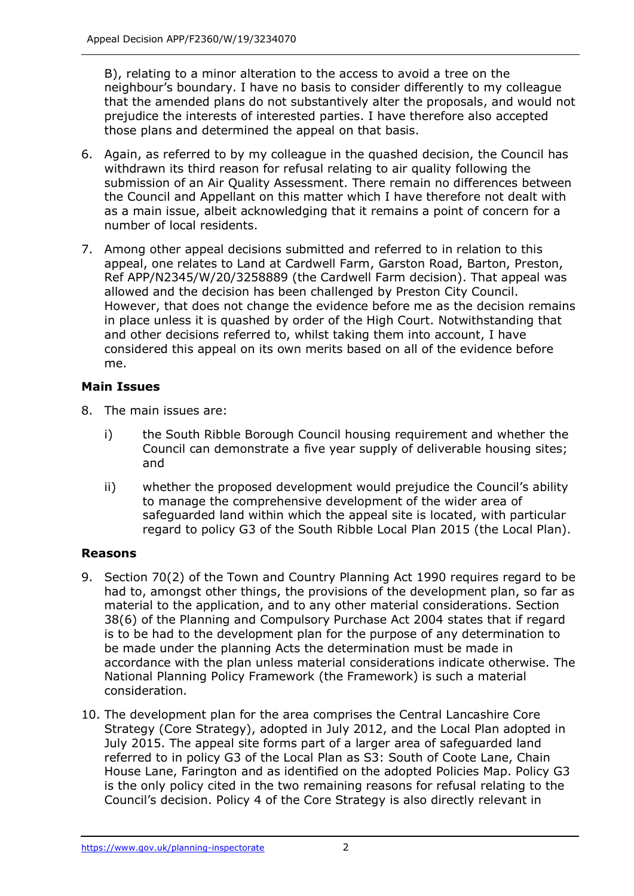B), relating to a minor alteration to the access to avoid a tree on the neighbour's boundary. I have no basis to consider differently to my colleague that the amended plans do not substantively alter the proposals, and would not prejudice the interests of interested parties. I have therefore also accepted those plans and determined the appeal on that basis.

6. Again, as referred to by my colleague in the quashed decision, the Council has withdrawn its third reason for refusal relating to air quality following the submission of an Air Quality Assessment. There remain no differences between the Council and Appellant on this matter which I have therefore not dealt with as a main issue, albeit acknowledging that it remains a point of concern for a number of local residents.

7. Among other appeal decisions submitted and referred to in relation to this appeal, one relates to Land at Cardwell Farm, Garston Road, Barton, Preston, Ref APP/N2345/W/20/3258889 (the Cardwell Farm decision). That appeal was allowed and the decision has been challenged by Preston City Council. However, that does not change the evidence before me as the decision remains in place unless it is quashed by order of the High Court. Notwithstanding that and other decisions referred to, whilst taking them into account, I have considered this appeal on its own merits based on all of the evidence before me.

### Main Issues

8. The main issues are:

   i) the South Ribble Borough Council housing requirement and whether the Council can demonstrate a five year supply of deliverable housing sites; and

   ii) whether the proposed development would prejudice the Council's ability to manage the comprehensive development of the wider area of safeguarded land within which the appeal site is located, with particular regard to policy G3 of the South Ribble Local Plan 2015 (the Local Plan).

### Reasons

9. Section 70(2) of the Town and Country Planning Act 1990 requires regard to be had to, amongst other things, the provisions of the development plan, so far as material to the application, and to any other material considerations. Section 38(6) of the Planning and Compulsory Purchase Act 2004 states that if regard is to be had to the development plan for the purpose of any determination to be made under the planning Acts the determination must be made in accordance with the plan unless material considerations indicate otherwise. The National Planning Policy Framework (the Framework) is such a material consideration.

10. The development plan for the area comprises the Central Lancashire Core Strategy (Core Strategy), adopted in July 2012, and the Local Plan adopted in July 2015. The appeal site forms part of a larger area of safeguarded land referred to in policy G3 of the Local Plan as S3: South of Coote Lane, Chain House Lane, Farington and as identified on the adopted Policies Map. Policy G3 is the only policy cited in the two remaining reasons for refusal relating to the Council's decision. Policy 4 of the Core Strategy is also directly relevant in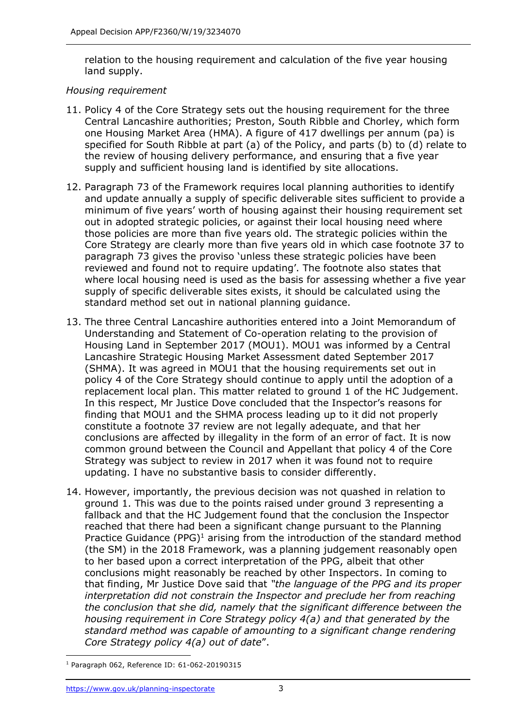relation to the housing requirement and calculation of the five year housing land supply.

*Housing requirement*

11. Policy 4 of the Core Strategy sets out the housing requirement for the three Central Lancashire authorities; Preston, South Ribble and Chorley, which form one Housing Market Area (HMA). A figure of 417 dwellings per annum (pa) is specified for South Ribble at part (a) of the Policy, and parts (b) to (d) relate to the review of housing delivery performance, and ensuring that a five year supply and sufficient housing land is identified by site allocations.

12. Paragraph 73 of the Framework requires local planning authorities to identify and update annually a supply of specific deliverable sites sufficient to provide a minimum of five years' worth of housing against their housing requirement set out in adopted strategic policies, or against their local housing need where those policies are more than five years old. The strategic policies within the Core Strategy are clearly more than five years old in which case footnote 37 to paragraph 73 gives the proviso 'unless these strategic policies have been reviewed and found not to require updating'. The footnote also states that where local housing need is used as the basis for assessing whether a five year supply of specific deliverable sites exists, it should be calculated using the standard method set out in national planning guidance.

13. The three Central Lancashire authorities entered into a Joint Memorandum of Understanding and Statement of Co-operation relating to the provision of Housing Land in September 2017 (MOU1). MOU1 was informed by a Central Lancashire Strategic Housing Market Assessment dated September 2017 (SHMA). It was agreed in MOU1 that the housing requirements set out in policy 4 of the Core Strategy should continue to apply until the adoption of a replacement local plan. This matter related to ground 1 of the HC Judgement. In this respect, Mr Justice Dove concluded that the Inspector's reasons for finding that MOU1 and the SHMA process leading up to it did not properly constitute a footnote 37 review are not legally adequate, and that her conclusions are affected by illegality in the form of an error of fact. It is now common ground between the Council and Appellant that policy 4 of the Core Strategy was subject to review in 2017 when it was found not to require updating. I have no substantive basis to consider differently.

14. However, importantly, the previous decision was not quashed in relation to ground 1. This was due to the points raised under ground 3 representing a fallback and that the HC Judgement found that the conclusion the Inspector reached that there had been a significant change pursuant to the Planning Practice Guidance (PPG)[1] arising from the introduction of the standard method (the SM) in the 2018 Framework, was a planning judgement reasonably open to her based upon a correct interpretation of the PPG, albeit that other conclusions might reasonably be reached by other Inspectors. In coming to that finding, Mr Justice Dove said that *"the language of the PPG and its proper interpretation did not constrain the Inspector and preclude her from reaching the conclusion that she did, namely that the significant difference between the housing requirement in Core Strategy policy 4(a) and that generated by the standard method was capable of amounting to a significant change rendering Core Strategy policy 4(a) out of date*".

[1] Paragraph 062, Reference ID: 61-062-20190315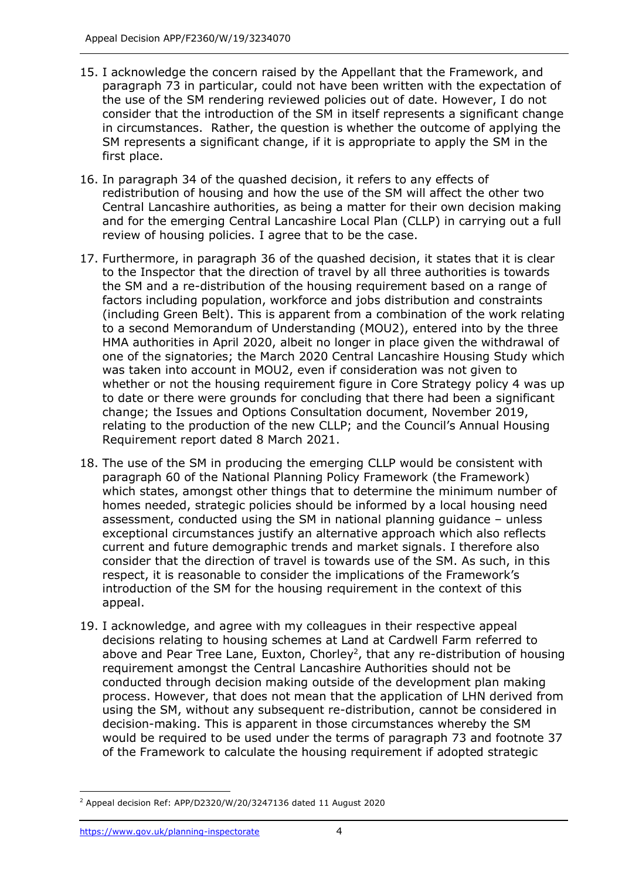15. I acknowledge the concern raised by the Appellant that the Framework, and paragraph 73 in particular, could not have been written with the expectation of the use of the SM rendering reviewed policies out of date. However, I do not consider that the introduction of the SM in itself represents a significant change in circumstances. Rather, the question is whether the outcome of applying the SM represents a significant change, if it is appropriate to apply the SM in the first place.

16. In paragraph 34 of the quashed decision, it refers to any effects of redistribution of housing and how the use of the SM will affect the other two Central Lancashire authorities, as being a matter for their own decision making and for the emerging Central Lancashire Local Plan (CLLP) in carrying out a full review of housing policies. I agree that to be the case.

17. Furthermore, in paragraph 36 of the quashed decision, it states that it is clear to the Inspector that the direction of travel by all three authorities is towards the SM and a re-distribution of the housing requirement based on a range of factors including population, workforce and jobs distribution and constraints (including Green Belt). This is apparent from a combination of the work relating to a second Memorandum of Understanding (MOU2), entered into by the three HMA authorities in April 2020, albeit no longer in place given the withdrawal of one of the signatories; the March 2020 Central Lancashire Housing Study which was taken into account in MOU2, even if consideration was not given to whether or not the housing requirement figure in Core Strategy policy 4 was up to date or there were grounds for concluding that there had been a significant change; the Issues and Options Consultation document, November 2019, relating to the production of the new CLLP; and the Council's Annual Housing Requirement report dated 8 March 2021.

18. The use of the SM in producing the emerging CLLP would be consistent with paragraph 60 of the National Planning Policy Framework (the Framework) which states, amongst other things that to determine the minimum number of homes needed, strategic policies should be informed by a local housing need assessment, conducted using the SM in national planning guidance – unless exceptional circumstances justify an alternative approach which also reflects current and future demographic trends and market signals. I therefore also consider that the direction of travel is towards use of the SM. As such, in this respect, it is reasonable to consider the implications of the Framework's introduction of the SM for the housing requirement in the context of this appeal.

19. I acknowledge, and agree with my colleagues in their respective appeal decisions relating to housing schemes at Land at Cardwell Farm referred to above and Pear Tree Lane, Euxton, Chorley[2], that any re-distribution of housing requirement amongst the Central Lancashire Authorities should not be conducted through decision making outside of the development plan making process. However, that does not mean that the application of LHN derived from using the SM, without any subsequent re-distribution, cannot be considered in decision-making. This is apparent in those circumstances whereby the SM would be required to be used under the terms of paragraph 73 and footnote 37 of the Framework to calculate the housing requirement if adopted strategic

[2] Appeal decision Ref: APP/D2320/W/20/3247136 dated 11 August 2020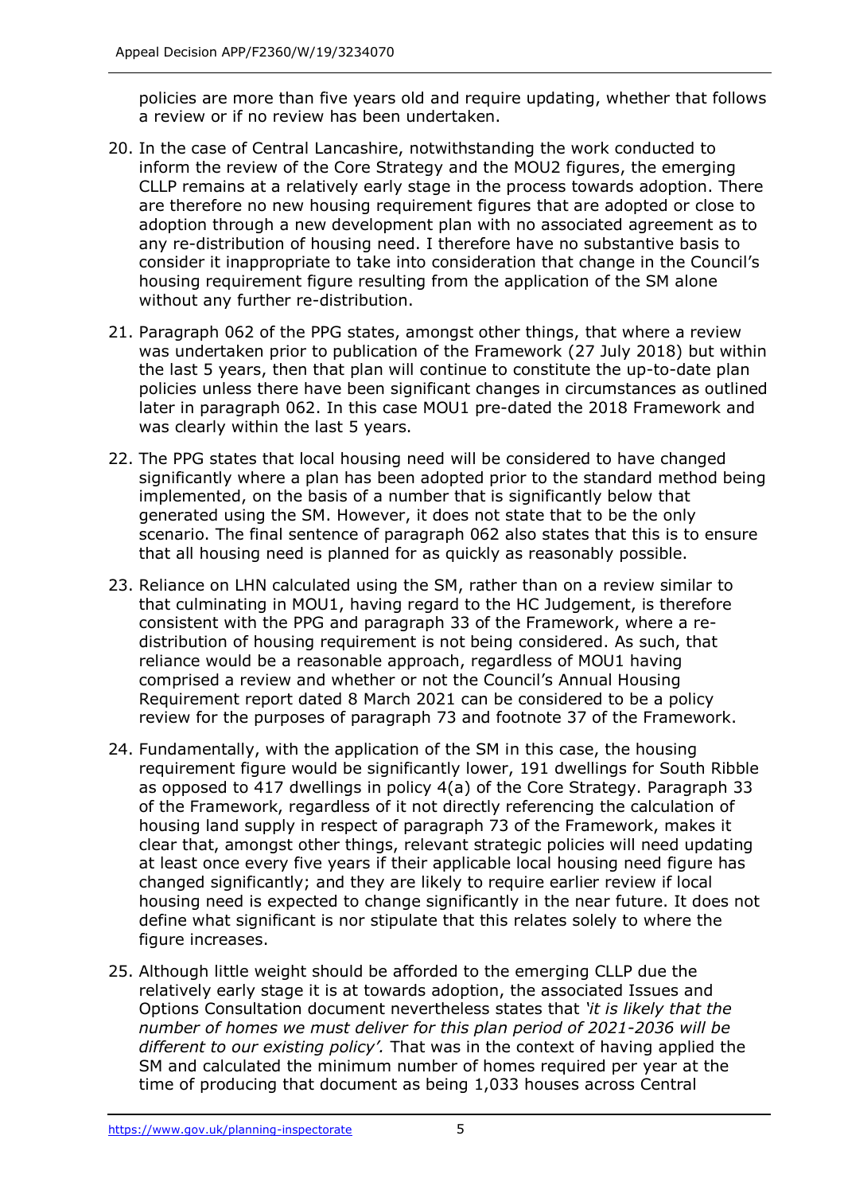policies are more than five years old and require updating, whether that follows a review or if no review has been undertaken.

20. In the case of Central Lancashire, notwithstanding the work conducted to inform the review of the Core Strategy and the MOU2 figures, the emerging CLLP remains at a relatively early stage in the process towards adoption. There are therefore no new housing requirement figures that are adopted or close to adoption through a new development plan with no associated agreement as to any re-distribution of housing need. I therefore have no substantive basis to consider it inappropriate to take into consideration that change in the Council's housing requirement figure resulting from the application of the SM alone without any further re-distribution.

21. Paragraph 062 of the PPG states, amongst other things, that where a review was undertaken prior to publication of the Framework (27 July 2018) but within the last 5 years, then that plan will continue to constitute the up-to-date plan policies unless there have been significant changes in circumstances as outlined later in paragraph 062. In this case MOU1 pre-dated the 2018 Framework and was clearly within the last 5 years.

22. The PPG states that local housing need will be considered to have changed significantly where a plan has been adopted prior to the standard method being implemented, on the basis of a number that is significantly below that generated using the SM. However, it does not state that to be the only scenario. The final sentence of paragraph 062 also states that this is to ensure that all housing need is planned for as quickly as reasonably possible.

23. Reliance on LHN calculated using the SM, rather than on a review similar to that culminating in MOU1, having regard to the HC Judgement, is therefore consistent with the PPG and paragraph 33 of the Framework, where a re-distribution of housing requirement is not being considered. As such, that reliance would be a reasonable approach, regardless of MOU1 having comprised a review and whether or not the Council's Annual Housing Requirement report dated 8 March 2021 can be considered to be a policy review for the purposes of paragraph 73 and footnote 37 of the Framework.

24. Fundamentally, with the application of the SM in this case, the housing requirement figure would be significantly lower, 191 dwellings for South Ribble as opposed to 417 dwellings in policy 4(a) of the Core Strategy. Paragraph 33 of the Framework, regardless of it not directly referencing the calculation of housing land supply in respect of paragraph 73 of the Framework, makes it clear that, amongst other things, relevant strategic policies will need updating at least once every five years if their applicable local housing need figure has changed significantly; and they are likely to require earlier review if local housing need is expected to change significantly in the near future. It does not define what significant is nor stipulate that this relates solely to where the figure increases.

25. Although little weight should be afforded to the emerging CLLP due the relatively early stage it is at towards adoption, the associated Issues and Options Consultation document nevertheless states that *'it is likely that the number of homes we must deliver for this plan period of 2021-2036 will be different to our existing policy'.* That was in the context of having applied the SM and calculated the minimum number of homes required per year at the time of producing that document as being 1,033 houses across Central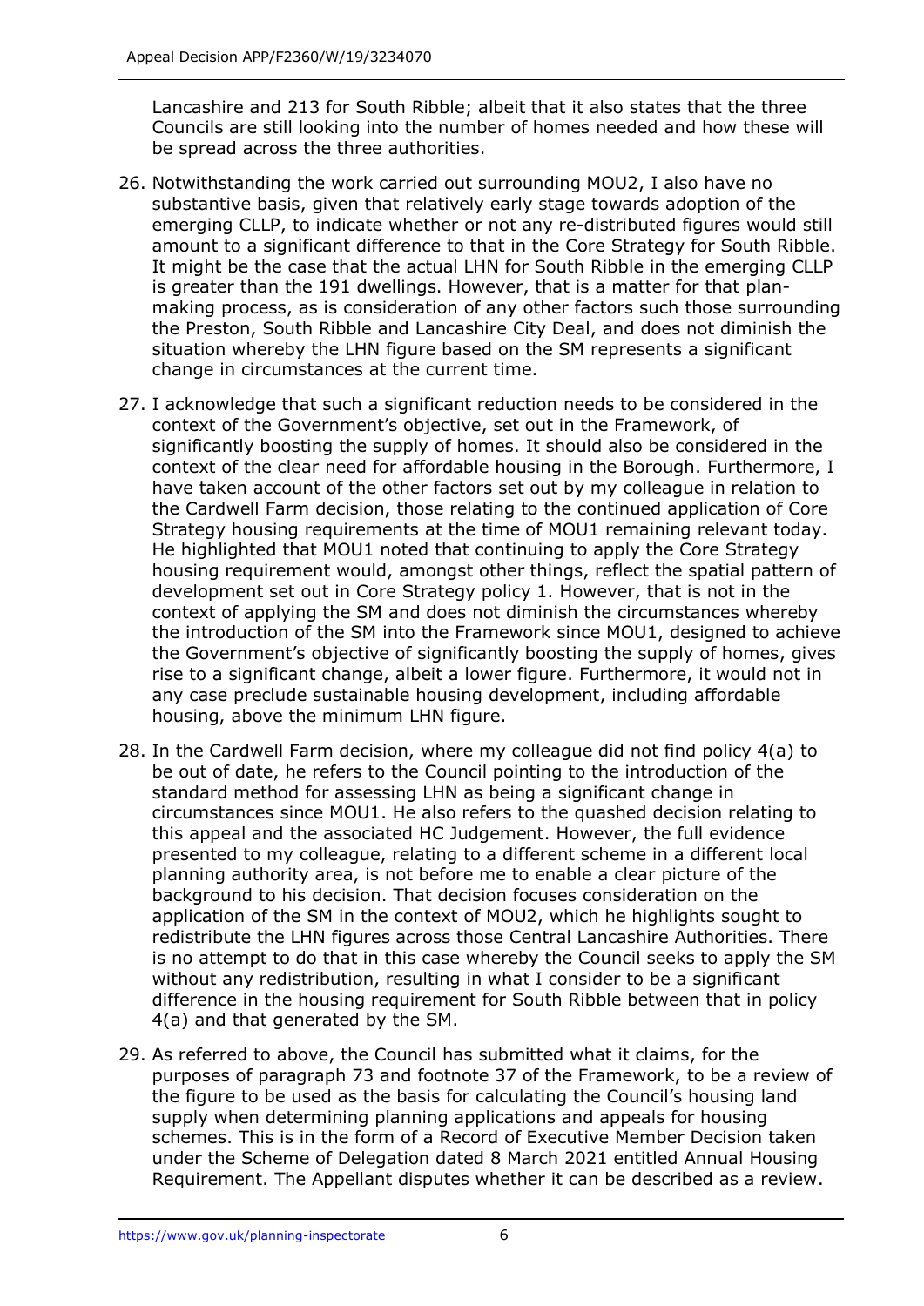Lancashire and 213 for South Ribble; albeit that it also states that the three Councils are still looking into the number of homes needed and how these will be spread across the three authorities.

26. Notwithstanding the work carried out surrounding MOU2, I also have no substantive basis, given that relatively early stage towards adoption of the emerging CLLP, to indicate whether or not any re-distributed figures would still amount to a significant difference to that in the Core Strategy for South Ribble. It might be the case that the actual LHN for South Ribble in the emerging CLLP is greater than the 191 dwellings. However, that is a matter for that plan-making process, as is consideration of any other factors such those surrounding the Preston, South Ribble and Lancashire City Deal, and does not diminish the situation whereby the LHN figure based on the SM represents a significant change in circumstances at the current time.

27. I acknowledge that such a significant reduction needs to be considered in the context of the Government's objective, set out in the Framework, of significantly boosting the supply of homes. It should also be considered in the context of the clear need for affordable housing in the Borough. Furthermore, I have taken account of the other factors set out by my colleague in relation to the Cardwell Farm decision, those relating to the continued application of Core Strategy housing requirements at the time of MOU1 remaining relevant today. He highlighted that MOU1 noted that continuing to apply the Core Strategy housing requirement would, amongst other things, reflect the spatial pattern of development set out in Core Strategy policy 1. However, that is not in the context of applying the SM and does not diminish the circumstances whereby the introduction of the SM into the Framework since MOU1, designed to achieve the Government's objective of significantly boosting the supply of homes, gives rise to a significant change, albeit a lower figure. Furthermore, it would not in any case preclude sustainable housing development, including affordable housing, above the minimum LHN figure.

28. In the Cardwell Farm decision, where my colleague did not find policy 4(a) to be out of date, he refers to the Council pointing to the introduction of the standard method for assessing LHN as being a significant change in circumstances since MOU1. He also refers to the quashed decision relating to this appeal and the associated HC Judgement. However, the full evidence presented to my colleague, relating to a different scheme in a different local planning authority area, is not before me to enable a clear picture of the background to his decision. That decision focuses consideration on the application of the SM in the context of MOU2, which he highlights sought to redistribute the LHN figures across those Central Lancashire Authorities. There is no attempt to do that in this case whereby the Council seeks to apply the SM without any redistribution, resulting in what I consider to be a significant difference in the housing requirement for South Ribble between that in policy 4(a) and that generated by the SM.

29. As referred to above, the Council has submitted what it claims, for the purposes of paragraph 73 and footnote 37 of the Framework, to be a review of the figure to be used as the basis for calculating the Council's housing land supply when determining planning applications and appeals for housing schemes. This is in the form of a Record of Executive Member Decision taken under the Scheme of Delegation dated 8 March 2021 entitled Annual Housing Requirement. The Appellant disputes whether it can be described as a review.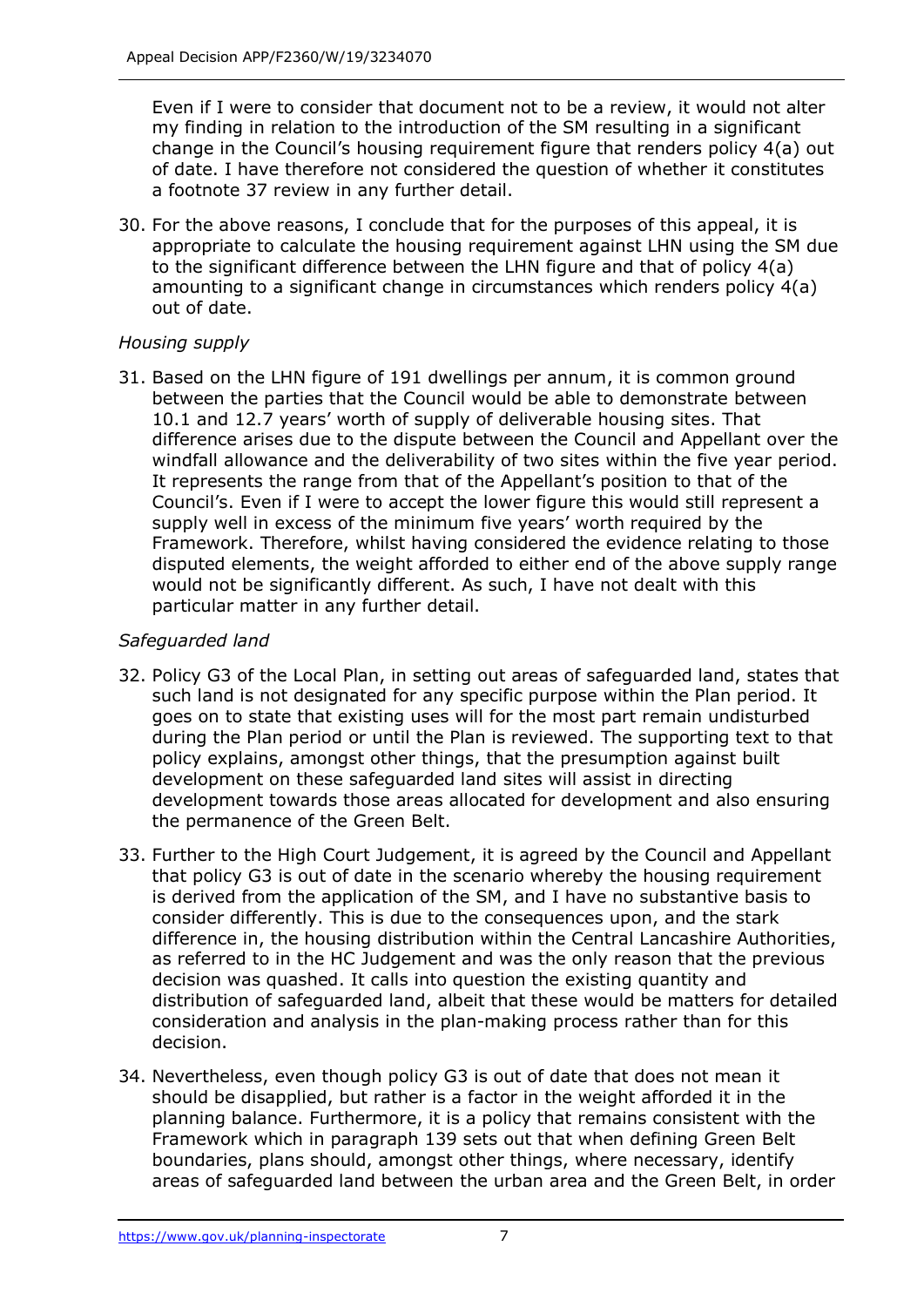Even if I were to consider that document not to be a review, it would not alter my finding in relation to the introduction of the SM resulting in a significant change in the Council's housing requirement figure that renders policy 4(a) out of date. I have therefore not considered the question of whether it constitutes a footnote 37 review in any further detail.

30. For the above reasons, I conclude that for the purposes of this appeal, it is appropriate to calculate the housing requirement against LHN using the SM due to the significant difference between the LHN figure and that of policy 4(a) amounting to a significant change in circumstances which renders policy 4(a) out of date.

*Housing supply*

31. Based on the LHN figure of 191 dwellings per annum, it is common ground between the parties that the Council would be able to demonstrate between 10.1 and 12.7 years' worth of supply of deliverable housing sites. That difference arises due to the dispute between the Council and Appellant over the windfall allowance and the deliverability of two sites within the five year period. It represents the range from that of the Appellant's position to that of the Council's. Even if I were to accept the lower figure this would still represent a supply well in excess of the minimum five years' worth required by the Framework. Therefore, whilst having considered the evidence relating to those disputed elements, the weight afforded to either end of the above supply range would not be significantly different. As such, I have not dealt with this particular matter in any further detail.

*Safeguarded land*

32. Policy G3 of the Local Plan, in setting out areas of safeguarded land, states that such land is not designated for any specific purpose within the Plan period. It goes on to state that existing uses will for the most part remain undisturbed during the Plan period or until the Plan is reviewed. The supporting text to that policy explains, amongst other things, that the presumption against built development on these safeguarded land sites will assist in directing development towards those areas allocated for development and also ensuring the permanence of the Green Belt.

33. Further to the High Court Judgement, it is agreed by the Council and Appellant that policy G3 is out of date in the scenario whereby the housing requirement is derived from the application of the SM, and I have no substantive basis to consider differently. This is due to the consequences upon, and the stark difference in, the housing distribution within the Central Lancashire Authorities, as referred to in the HC Judgement and was the only reason that the previous decision was quashed. It calls into question the existing quantity and distribution of safeguarded land, albeit that these would be matters for detailed consideration and analysis in the plan-making process rather than for this decision.

34. Nevertheless, even though policy G3 is out of date that does not mean it should be disapplied, but rather is a factor in the weight afforded it in the planning balance. Furthermore, it is a policy that remains consistent with the Framework which in paragraph 139 sets out that when defining Green Belt boundaries, plans should, amongst other things, where necessary, identify areas of safeguarded land between the urban area and the Green Belt, in order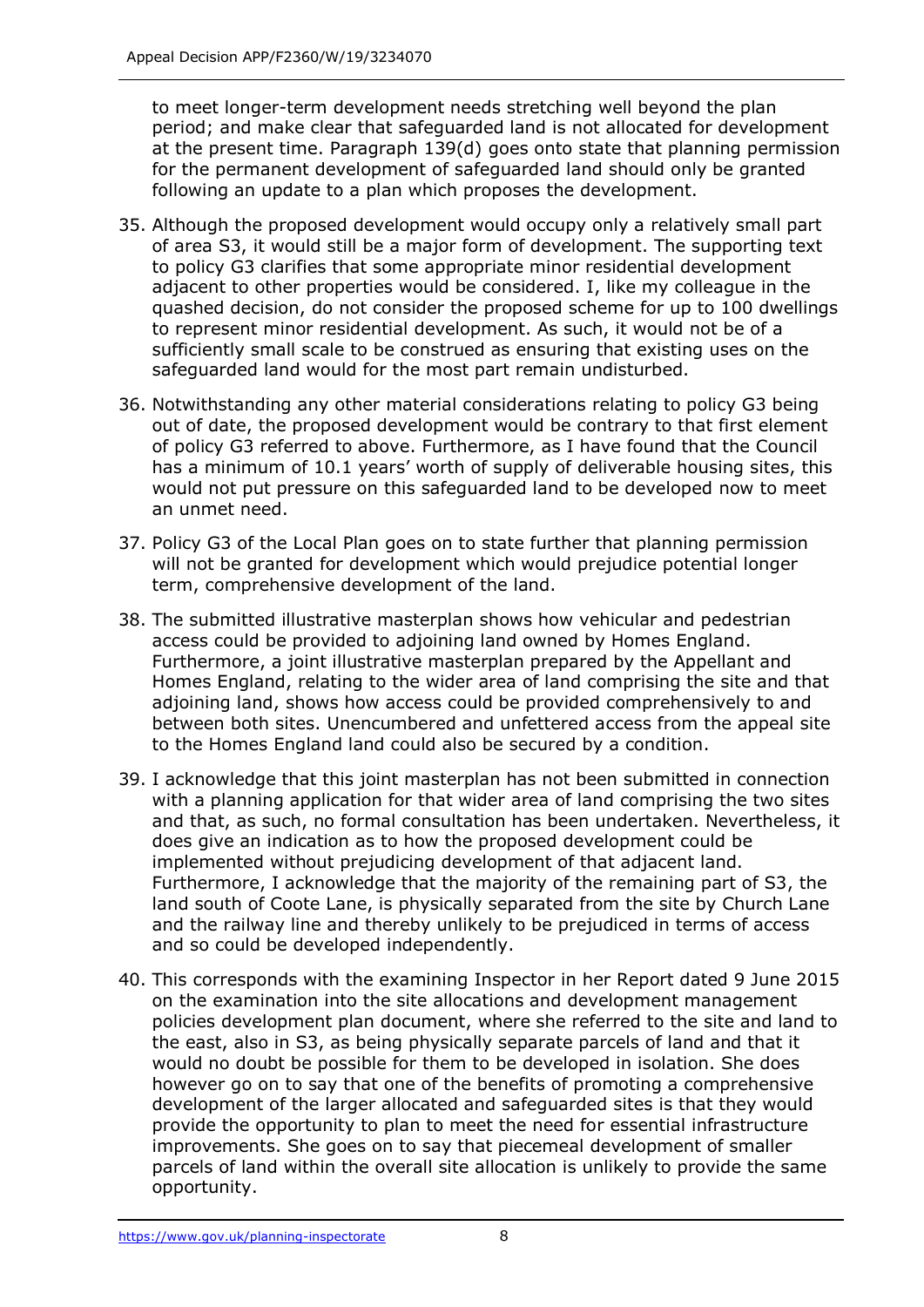to meet longer-term development needs stretching well beyond the plan period; and make clear that safeguarded land is not allocated for development at the present time. Paragraph 139(d) goes onto state that planning permission for the permanent development of safeguarded land should only be granted following an update to a plan which proposes the development.

35. Although the proposed development would occupy only a relatively small part of area S3, it would still be a major form of development. The supporting text to policy G3 clarifies that some appropriate minor residential development adjacent to other properties would be considered. I, like my colleague in the quashed decision, do not consider the proposed scheme for up to 100 dwellings to represent minor residential development. As such, it would not be of a sufficiently small scale to be construed as ensuring that existing uses on the safeguarded land would for the most part remain undisturbed.

36. Notwithstanding any other material considerations relating to policy G3 being out of date, the proposed development would be contrary to that first element of policy G3 referred to above. Furthermore, as I have found that the Council has a minimum of 10.1 years' worth of supply of deliverable housing sites, this would not put pressure on this safeguarded land to be developed now to meet an unmet need.

37. Policy G3 of the Local Plan goes on to state further that planning permission will not be granted for development which would prejudice potential longer term, comprehensive development of the land.

38. The submitted illustrative masterplan shows how vehicular and pedestrian access could be provided to adjoining land owned by Homes England. Furthermore, a joint illustrative masterplan prepared by the Appellant and Homes England, relating to the wider area of land comprising the site and that adjoining land, shows how access could be provided comprehensively to and between both sites. Unencumbered and unfettered access from the appeal site to the Homes England land could also be secured by a condition.

39. I acknowledge that this joint masterplan has not been submitted in connection with a planning application for that wider area of land comprising the two sites and that, as such, no formal consultation has been undertaken. Nevertheless, it does give an indication as to how the proposed development could be implemented without prejudicing development of that adjacent land. Furthermore, I acknowledge that the majority of the remaining part of S3, the land south of Coote Lane, is physically separated from the site by Church Lane and the railway line and thereby unlikely to be prejudiced in terms of access and so could be developed independently.

40. This corresponds with the examining Inspector in her Report dated 9 June 2015 on the examination into the site allocations and development management policies development plan document, where she referred to the site and land to the east, also in S3, as being physically separate parcels of land and that it would no doubt be possible for them to be developed in isolation. She does however go on to say that one of the benefits of promoting a comprehensive development of the larger allocated and safeguarded sites is that they would provide the opportunity to plan to meet the need for essential infrastructure improvements. She goes on to say that piecemeal development of smaller parcels of land within the overall site allocation is unlikely to provide the same opportunity.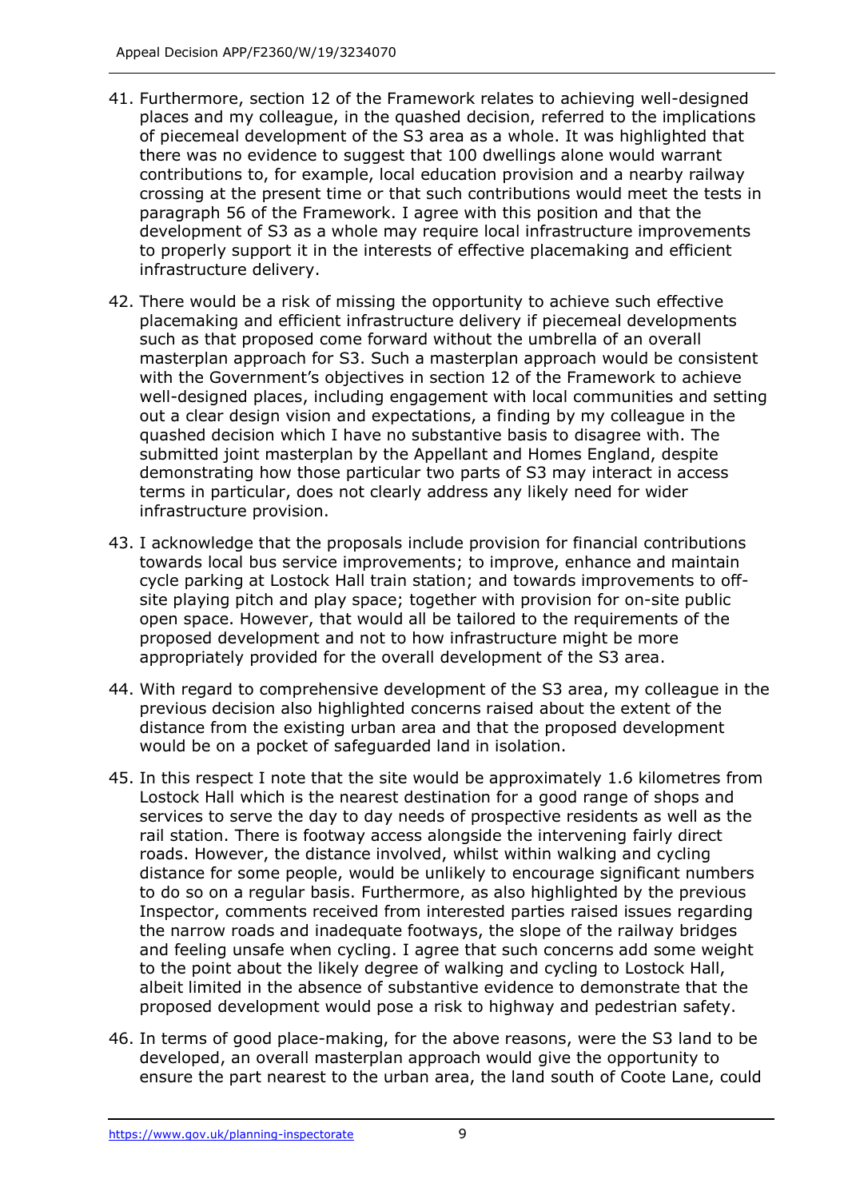41. Furthermore, section 12 of the Framework relates to achieving well-designed places and my colleague, in the quashed decision, referred to the implications of piecemeal development of the S3 area as a whole. It was highlighted that there was no evidence to suggest that 100 dwellings alone would warrant contributions to, for example, local education provision and a nearby railway crossing at the present time or that such contributions would meet the tests in paragraph 56 of the Framework. I agree with this position and that the development of S3 as a whole may require local infrastructure improvements to properly support it in the interests of effective placemaking and efficient infrastructure delivery.

42. There would be a risk of missing the opportunity to achieve such effective placemaking and efficient infrastructure delivery if piecemeal developments such as that proposed come forward without the umbrella of an overall masterplan approach for S3. Such a masterplan approach would be consistent with the Government's objectives in section 12 of the Framework to achieve well-designed places, including engagement with local communities and setting out a clear design vision and expectations, a finding by my colleague in the quashed decision which I have no substantive basis to disagree with. The submitted joint masterplan by the Appellant and Homes England, despite demonstrating how those particular two parts of S3 may interact in access terms in particular, does not clearly address any likely need for wider infrastructure provision.

43. I acknowledge that the proposals include provision for financial contributions towards local bus service improvements; to improve, enhance and maintain cycle parking at Lostock Hall train station; and towards improvements to off-site playing pitch and play space; together with provision for on-site public open space. However, that would all be tailored to the requirements of the proposed development and not to how infrastructure might be more appropriately provided for the overall development of the S3 area.

44. With regard to comprehensive development of the S3 area, my colleague in the previous decision also highlighted concerns raised about the extent of the distance from the existing urban area and that the proposed development would be on a pocket of safeguarded land in isolation.

45. In this respect I note that the site would be approximately 1.6 kilometres from Lostock Hall which is the nearest destination for a good range of shops and services to serve the day to day needs of prospective residents as well as the rail station. There is footway access alongside the intervening fairly direct roads. However, the distance involved, whilst within walking and cycling distance for some people, would be unlikely to encourage significant numbers to do so on a regular basis. Furthermore, as also highlighted by the previous Inspector, comments received from interested parties raised issues regarding the narrow roads and inadequate footways, the slope of the railway bridges and feeling unsafe when cycling. I agree that such concerns add some weight to the point about the likely degree of walking and cycling to Lostock Hall, albeit limited in the absence of substantive evidence to demonstrate that the proposed development would pose a risk to highway and pedestrian safety.

46. In terms of good place-making, for the above reasons, were the S3 land to be developed, an overall masterplan approach would give the opportunity to ensure the part nearest to the urban area, the land south of Coote Lane, could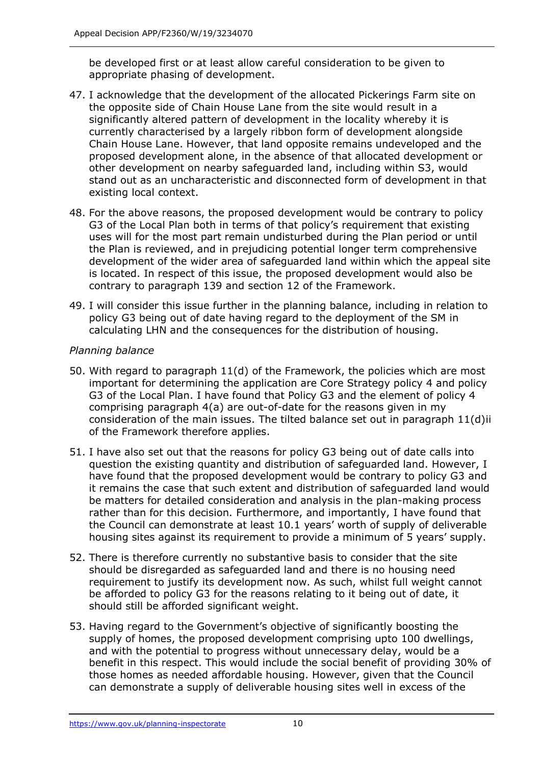be developed first or at least allow careful consideration to be given to appropriate phasing of development.

47. I acknowledge that the development of the allocated Pickerings Farm site on the opposite side of Chain House Lane from the site would result in a significantly altered pattern of development in the locality whereby it is currently characterised by a largely ribbon form of development alongside Chain House Lane. However, that land opposite remains undeveloped and the proposed development alone, in the absence of that allocated development or other development on nearby safeguarded land, including within S3, would stand out as an uncharacteristic and disconnected form of development in that existing local context.

48. For the above reasons, the proposed development would be contrary to policy G3 of the Local Plan both in terms of that policy's requirement that existing uses will for the most part remain undisturbed during the Plan period or until the Plan is reviewed, and in prejudicing potential longer term comprehensive development of the wider area of safeguarded land within which the appeal site is located. In respect of this issue, the proposed development would also be contrary to paragraph 139 and section 12 of the Framework.

49. I will consider this issue further in the planning balance, including in relation to policy G3 being out of date having regard to the deployment of the SM in calculating LHN and the consequences for the distribution of housing.

*Planning balance*

50. With regard to paragraph 11(d) of the Framework, the policies which are most important for determining the application are Core Strategy policy 4 and policy G3 of the Local Plan. I have found that Policy G3 and the element of policy 4 comprising paragraph 4(a) are out-of-date for the reasons given in my consideration of the main issues. The tilted balance set out in paragraph 11(d)ii of the Framework therefore applies.

51. I have also set out that the reasons for policy G3 being out of date calls into question the existing quantity and distribution of safeguarded land. However, I have found that the proposed development would be contrary to policy G3 and it remains the case that such extent and distribution of safeguarded land would be matters for detailed consideration and analysis in the plan-making process rather than for this decision. Furthermore, and importantly, I have found that the Council can demonstrate at least 10.1 years' worth of supply of deliverable housing sites against its requirement to provide a minimum of 5 years' supply.

52. There is therefore currently no substantive basis to consider that the site should be disregarded as safeguarded land and there is no housing need requirement to justify its development now. As such, whilst full weight cannot be afforded to policy G3 for the reasons relating to it being out of date, it should still be afforded significant weight.

53. Having regard to the Government's objective of significantly boosting the supply of homes, the proposed development comprising upto 100 dwellings, and with the potential to progress without unnecessary delay, would be a benefit in this respect. This would include the social benefit of providing 30% of those homes as needed affordable housing. However, given that the Council can demonstrate a supply of deliverable housing sites well in excess of the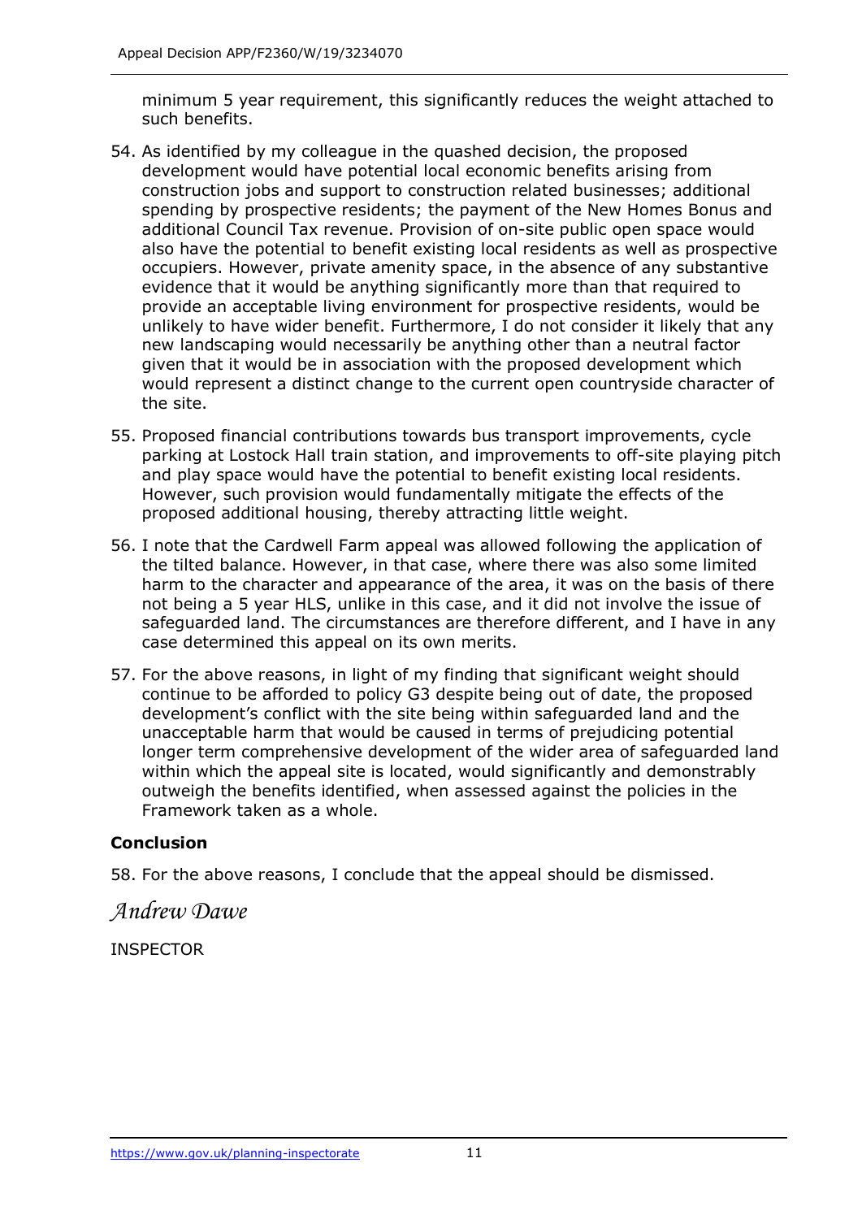minimum 5 year requirement, this significantly reduces the weight attached to such benefits.

54. As identified by my colleague in the quashed decision, the proposed development would have potential local economic benefits arising from construction jobs and support to construction related businesses; additional spending by prospective residents; the payment of the New Homes Bonus and additional Council Tax revenue. Provision of on-site public open space would also have the potential to benefit existing local residents as well as prospective occupiers. However, private amenity space, in the absence of any substantive evidence that it would be anything significantly more than that required to provide an acceptable living environment for prospective residents, would be unlikely to have wider benefit. Furthermore, I do not consider it likely that any new landscaping would necessarily be anything other than a neutral factor given that it would be in association with the proposed development which would represent a distinct change to the current open countryside character of the site.

55. Proposed financial contributions towards bus transport improvements, cycle parking at Lostock Hall train station, and improvements to off-site playing pitch and play space would have the potential to benefit existing local residents. However, such provision would fundamentally mitigate the effects of the proposed additional housing, thereby attracting little weight.

56. I note that the Cardwell Farm appeal was allowed following the application of the tilted balance. However, in that case, where there was also some limited harm to the character and appearance of the area, it was on the basis of there not being a 5 year HLS, unlike in this case, and it did not involve the issue of safeguarded land. The circumstances are therefore different, and I have in any case determined this appeal on its own merits.

57. For the above reasons, in light of my finding that significant weight should continue to be afforded to policy G3 despite being out of date, the proposed development's conflict with the site being within safeguarded land and the unacceptable harm that would be caused in terms of prejudicing potential longer term comprehensive development of the wider area of safeguarded land within which the appeal site is located, would significantly and demonstrably outweigh the benefits identified, when assessed against the policies in the Framework taken as a whole.

### Conclusion

58. For the above reasons, I conclude that the appeal should be dismissed.

*Andrew Dawe*

INSPECTOR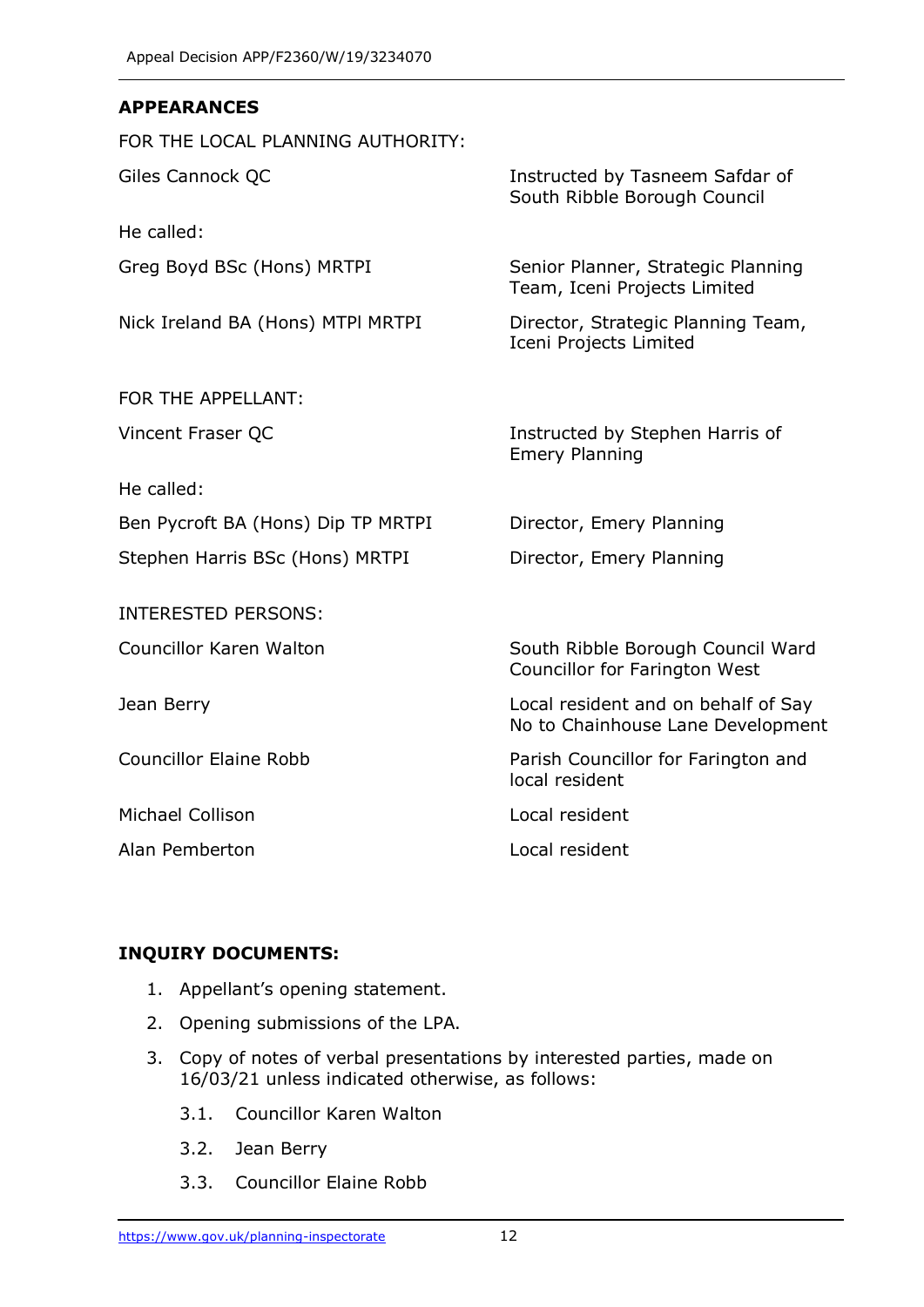## APPEARANCES

FOR THE LOCAL PLANNING AUTHORITY:

| | |
|---|---|
| Giles Cannock QC | Instructed by Tasneem Safdar of South Ribble Borough Council |
| He called: | |
| Greg Boyd BSc (Hons) MRTPI | Senior Planner, Strategic Planning Team, Iceni Projects Limited |
| Nick Ireland BA (Hons) MTPl MRTPI | Director, Strategic Planning Team, Iceni Projects Limited |

FOR THE APPELLANT:

| | |
|---|---|
| Vincent Fraser QC | Instructed by Stephen Harris of Emery Planning |
| He called: | |
| Ben Pycroft BA (Hons) Dip TP MRTPI | Director, Emery Planning |
| Stephen Harris BSc (Hons) MRTPI | Director, Emery Planning |

INTERESTED PERSONS:

| | |
|---|---|
| Councillor Karen Walton | South Ribble Borough Council Ward Councillor for Farington West |
| Jean Berry | Local resident and on behalf of Say No to Chainhouse Lane Development |
| Councillor Elaine Robb | Parish Councillor for Farington and local resident |
| Michael Collison | Local resident |
| Alan Pemberton | Local resident |

## INQUIRY DOCUMENTS:

1. Appellant's opening statement.
2. Opening submissions of the LPA.
3. Copy of notes of verbal presentations by interested parties, made on 16/03/21 unless indicated otherwise, as follows:
   - 3.1. Councillor Karen Walton
   - 3.2. Jean Berry
   - 3.3. Councillor Elaine Robb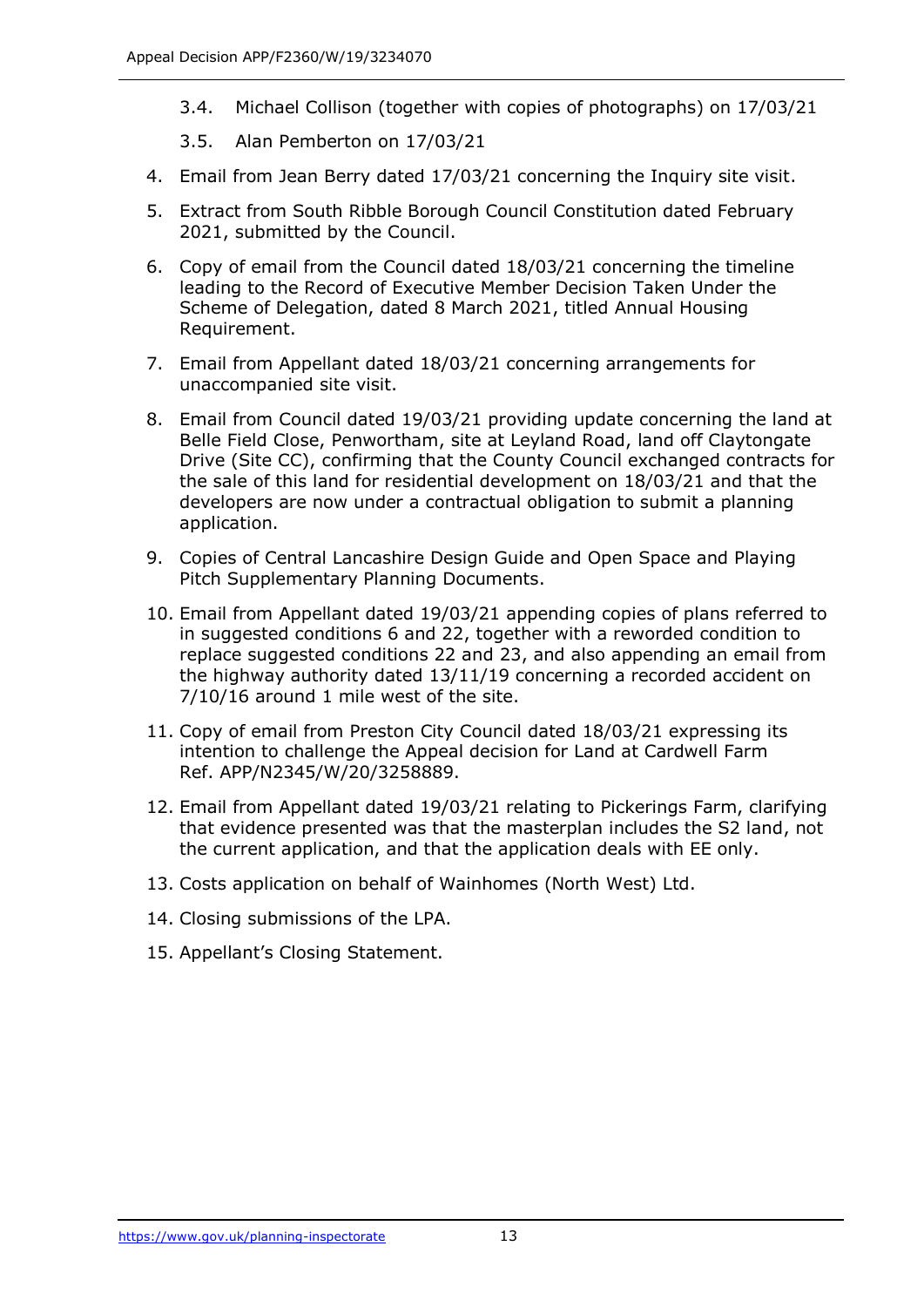3.4. Michael Collison (together with copies of photographs) on 17/03/21

3.5. Alan Pemberton on 17/03/21

4. Email from Jean Berry dated 17/03/21 concerning the Inquiry site visit.
5. Extract from South Ribble Borough Council Constitution dated February 2021, submitted by the Council.
6. Copy of email from the Council dated 18/03/21 concerning the timeline leading to the Record of Executive Member Decision Taken Under the Scheme of Delegation, dated 8 March 2021, titled Annual Housing Requirement.
7. Email from Appellant dated 18/03/21 concerning arrangements for unaccompanied site visit.
8. Email from Council dated 19/03/21 providing update concerning the land at Belle Field Close, Penwortham, site at Leyland Road, land off Claytongate Drive (Site CC), confirming that the County Council exchanged contracts for the sale of this land for residential development on 18/03/21 and that the developers are now under a contractual obligation to submit a planning application.
9. Copies of Central Lancashire Design Guide and Open Space and Playing Pitch Supplementary Planning Documents.
10. Email from Appellant dated 19/03/21 appending copies of plans referred to in suggested conditions 6 and 22, together with a reworded condition to replace suggested conditions 22 and 23, and also appending an email from the highway authority dated 13/11/19 concerning a recorded accident on 7/10/16 around 1 mile west of the site.
11. Copy of email from Preston City Council dated 18/03/21 expressing its intention to challenge the Appeal decision for Land at Cardwell Farm Ref. APP/N2345/W/20/3258889.
12. Email from Appellant dated 19/03/21 relating to Pickerings Farm, clarifying that evidence presented was that the masterplan includes the S2 land, not the current application, and that the application deals with EE only.
13. Costs application on behalf of Wainhomes (North West) Ltd.
14. Closing submissions of the LPA.
15. Appellant's Closing Statement.